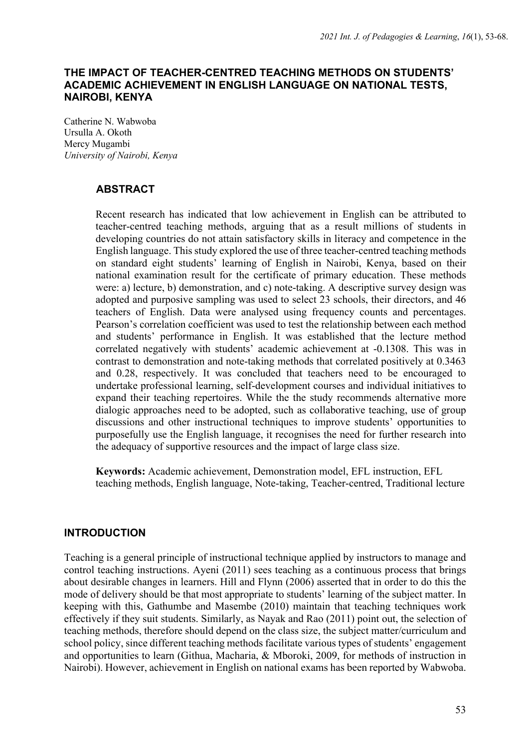# THE IMPACT OF TEACHER-CENTRED TEACHING METHODS ON STUDENTS' ACADEMIC ACHIEVEMENT IN ENGLISH LANGUAGE ON NATIONAL TESTS, NAIROBI, KENYA

Catherine N. Wabwoba
Ursulla A. Okoth
Mercy Mugambi
*University of Nairobi, Kenya*

## ABSTRACT

Recent research has indicated that low achievement in English can be attributed to teacher-centred teaching methods, arguing that as a result millions of students in developing countries do not attain satisfactory skills in literacy and competence in the English language. This study explored the use of three teacher-centred teaching methods on standard eight students' learning of English in Nairobi, Kenya, based on their national examination result for the certificate of primary education. These methods were: a) lecture, b) demonstration, and c) note-taking. A descriptive survey design was adopted and purposive sampling was used to select 23 schools, their directors, and 46 teachers of English. Data were analysed using frequency counts and percentages. Pearson's correlation coefficient was used to test the relationship between each method and students' performance in English. It was established that the lecture method correlated negatively with students' academic achievement at -0.1308. This was in contrast to demonstration and note-taking methods that correlated positively at 0.3463 and 0.28, respectively. It was concluded that teachers need to be encouraged to undertake professional learning, self-development courses and individual initiatives to expand their teaching repertoires. While the the study recommends alternative more dialogic approaches need to be adopted, such as collaborative teaching, use of group discussions and other instructional techniques to improve students' opportunities to purposefully use the English language, it recognises the need for further research into the adequacy of supportive resources and the impact of large class size.

**Keywords:** Academic achievement, Demonstration model, EFL instruction, EFL teaching methods, English language, Note-taking, Teacher-centred, Traditional lecture

## INTRODUCTION

Teaching is a general principle of instructional technique applied by instructors to manage and control teaching instructions. Ayeni (2011) sees teaching as a continuous process that brings about desirable changes in learners. Hill and Flynn (2006) asserted that in order to do this the mode of delivery should be that most appropriate to students' learning of the subject matter. In keeping with this, Gathumbe and Masembe (2010) maintain that teaching techniques work effectively if they suit students. Similarly, as Nayak and Rao (2011) point out, the selection of teaching methods, therefore should depend on the class size, the subject matter/curriculum and school policy, since different teaching methods facilitate various types of students' engagement and opportunities to learn (Githua, Macharia, & Mboroki, 2009, for methods of instruction in Nairobi). However, achievement in English on national exams has been reported by Wabwoba.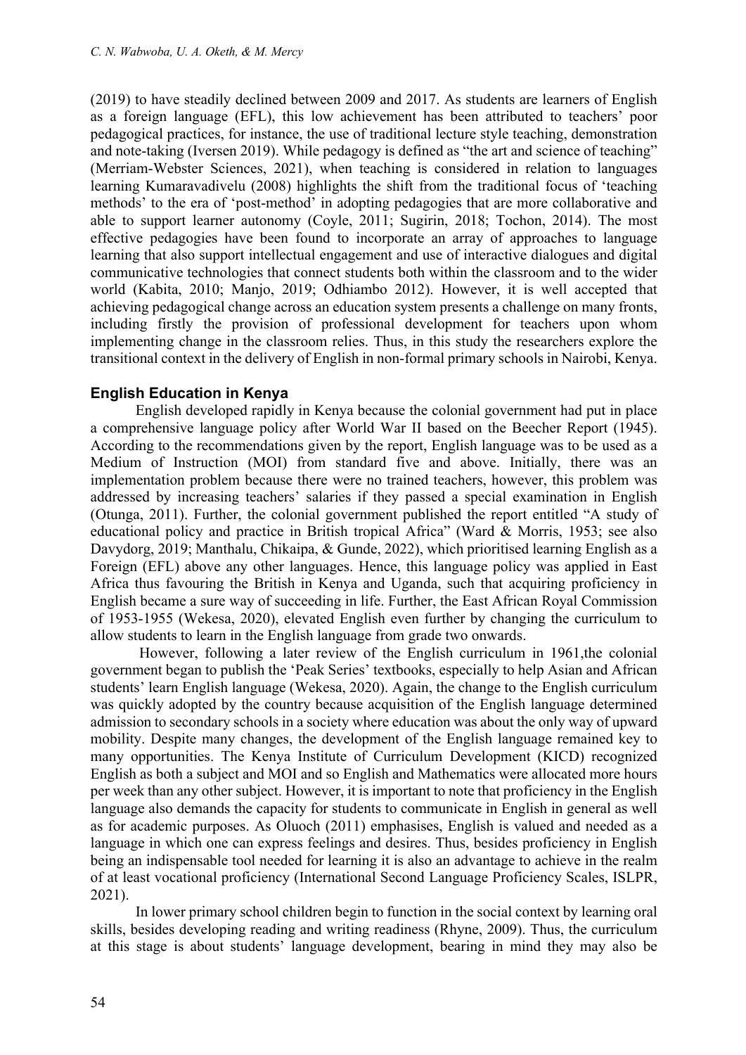(2019) to have steadily declined between 2009 and 2017. As students are learners of English as a foreign language (EFL), this low achievement has been attributed to teachers' poor pedagogical practices, for instance, the use of traditional lecture style teaching, demonstration and note-taking (Iversen 2019). While pedagogy is defined as "the art and science of teaching" (Merriam-Webster Sciences, 2021), when teaching is considered in relation to languages learning Kumaravadivelu (2008) highlights the shift from the traditional focus of 'teaching methods' to the era of 'post-method' in adopting pedagogies that are more collaborative and able to support learner autonomy (Coyle, 2011; Sugirin, 2018; Tochon, 2014). The most effective pedagogies have been found to incorporate an array of approaches to language learning that also support intellectual engagement and use of interactive dialogues and digital communicative technologies that connect students both within the classroom and to the wider world (Kabita, 2010; Manjo, 2019; Odhiambo 2012). However, it is well accepted that achieving pedagogical change across an education system presents a challenge on many fronts, including firstly the provision of professional development for teachers upon whom implementing change in the classroom relies. Thus, in this study the researchers explore the transitional context in the delivery of English in non-formal primary schools in Nairobi, Kenya.

## English Education in Kenya

English developed rapidly in Kenya because the colonial government had put in place a comprehensive language policy after World War II based on the Beecher Report (1945). According to the recommendations given by the report, English language was to be used as a Medium of Instruction (MOI) from standard five and above. Initially, there was an implementation problem because there were no trained teachers, however, this problem was addressed by increasing teachers' salaries if they passed a special examination in English (Otunga, 2011). Further, the colonial government published the report entitled "A study of educational policy and practice in British tropical Africa" (Ward & Morris, 1953; see also Davydorg, 2019; Manthalu, Chikaipa, & Gunde, 2022), which prioritised learning English as a Foreign (EFL) above any other languages. Hence, this language policy was applied in East Africa thus favouring the British in Kenya and Uganda, such that acquiring proficiency in English became a sure way of succeeding in life. Further, the East African Royal Commission of 1953-1955 (Wekesa, 2020), elevated English even further by changing the curriculum to allow students to learn in the English language from grade two onwards.

However, following a later review of the English curriculum in 1961,the colonial government began to publish the 'Peak Series' textbooks, especially to help Asian and African students' learn English language (Wekesa, 2020). Again, the change to the English curriculum was quickly adopted by the country because acquisition of the English language determined admission to secondary schools in a society where education was about the only way of upward mobility. Despite many changes, the development of the English language remained key to many opportunities. The Kenya Institute of Curriculum Development (KICD) recognized English as both a subject and MOI and so English and Mathematics were allocated more hours per week than any other subject. However, it is important to note that proficiency in the English language also demands the capacity for students to communicate in English in general as well as for academic purposes. As Oluoch (2011) emphasises, English is valued and needed as a language in which one can express feelings and desires. Thus, besides proficiency in English being an indispensable tool needed for learning it is also an advantage to achieve in the realm of at least vocational proficiency (International Second Language Proficiency Scales, ISLPR, 2021).

In lower primary school children begin to function in the social context by learning oral skills, besides developing reading and writing readiness (Rhyne, 2009). Thus, the curriculum at this stage is about students' language development, bearing in mind they may also be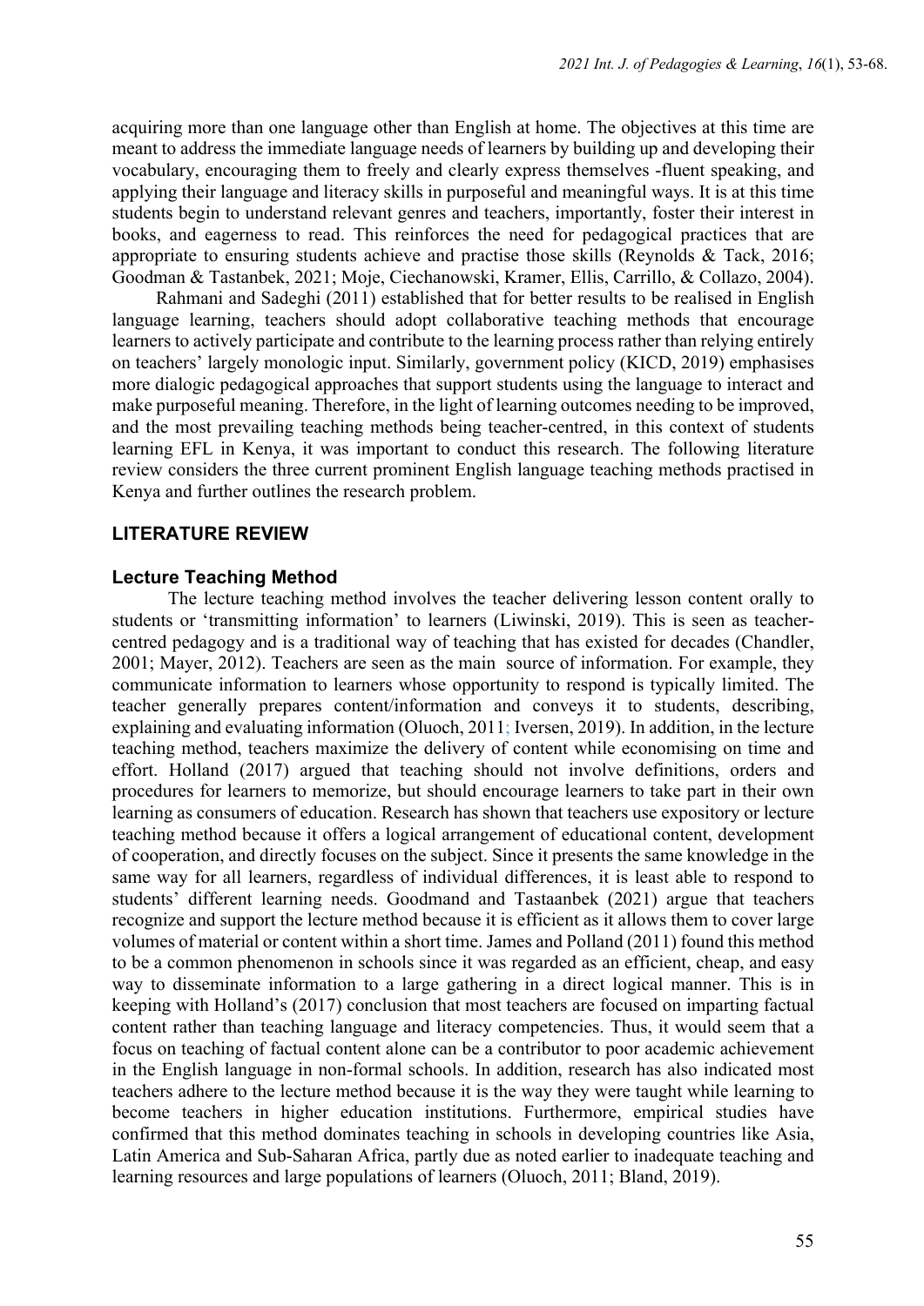acquiring more than one language other than English at home. The objectives at this time are meant to address the immediate language needs of learners by building up and developing their vocabulary, encouraging them to freely and clearly express themselves -fluent speaking, and applying their language and literacy skills in purposeful and meaningful ways. It is at this time students begin to understand relevant genres and teachers, importantly, foster their interest in books, and eagerness to read. This reinforces the need for pedagogical practices that are appropriate to ensuring students achieve and practise those skills (Reynolds & Tack, 2016; Goodman & Tastanbek, 2021; Moje, Ciechanowski, Kramer, Ellis, Carrillo, & Collazo, 2004).

Rahmani and Sadeghi (2011) established that for better results to be realised in English language learning, teachers should adopt collaborative teaching methods that encourage learners to actively participate and contribute to the learning process rather than relying entirely on teachers' largely monologic input. Similarly, government policy (KICD, 2019) emphasises more dialogic pedagogical approaches that support students using the language to interact and make purposeful meaning. Therefore, in the light of learning outcomes needing to be improved, and the most prevailing teaching methods being teacher-centred, in this context of students learning EFL in Kenya, it was important to conduct this research. The following literature review considers the three current prominent English language teaching methods practised in Kenya and further outlines the research problem.

## LITERATURE REVIEW

### Lecture Teaching Method

The lecture teaching method involves the teacher delivering lesson content orally to students or 'transmitting information' to learners (Liwinski, 2019). This is seen as teacher-centred pedagogy and is a traditional way of teaching that has existed for decades (Chandler, 2001; Mayer, 2012). Teachers are seen as the main source of information. For example, they communicate information to learners whose opportunity to respond is typically limited. The teacher generally prepares content/information and conveys it to students, describing, explaining and evaluating information (Oluoch, 2011; Iversen, 2019). In addition, in the lecture teaching method, teachers maximize the delivery of content while economising on time and effort. Holland (2017) argued that teaching should not involve definitions, orders and procedures for learners to memorize, but should encourage learners to take part in their own learning as consumers of education. Research has shown that teachers use expository or lecture teaching method because it offers a logical arrangement of educational content, development of cooperation, and directly focuses on the subject. Since it presents the same knowledge in the same way for all learners, regardless of individual differences, it is least able to respond to students' different learning needs. Goodmand and Tastaanbek (2021) argue that teachers recognize and support the lecture method because it is efficient as it allows them to cover large volumes of material or content within a short time. James and Polland (2011) found this method to be a common phenomenon in schools since it was regarded as an efficient, cheap, and easy way to disseminate information to a large gathering in a direct logical manner. This is in keeping with Holland's (2017) conclusion that most teachers are focused on imparting factual content rather than teaching language and literacy competencies. Thus, it would seem that a focus on teaching of factual content alone can be a contributor to poor academic achievement in the English language in non-formal schools. In addition, research has also indicated most teachers adhere to the lecture method because it is the way they were taught while learning to become teachers in higher education institutions. Furthermore, empirical studies have confirmed that this method dominates teaching in schools in developing countries like Asia, Latin America and Sub-Saharan Africa, partly due as noted earlier to inadequate teaching and learning resources and large populations of learners (Oluoch, 2011; Bland, 2019).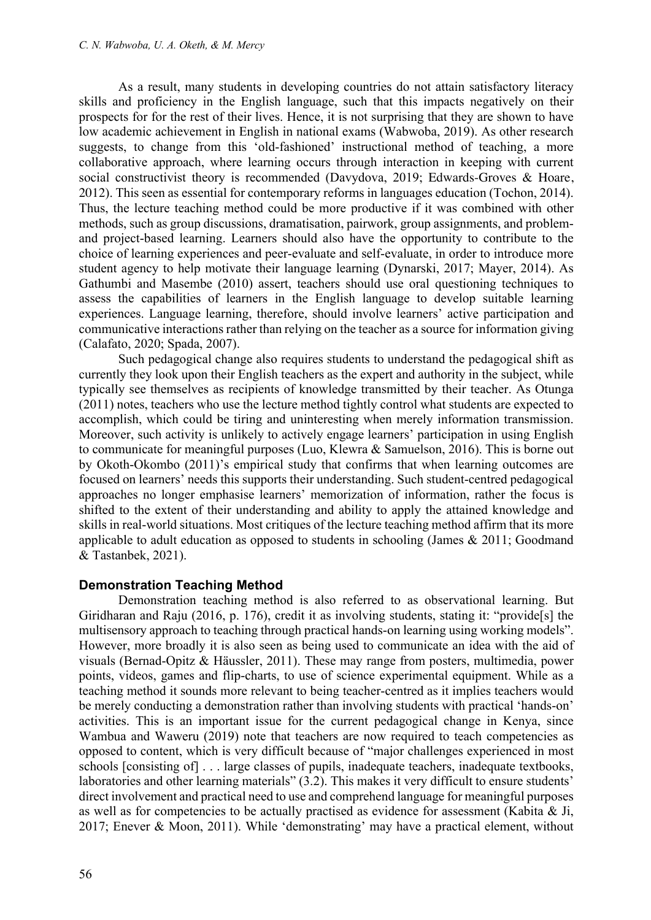As a result, many students in developing countries do not attain satisfactory literacy skills and proficiency in the English language, such that this impacts negatively on their prospects for for the rest of their lives. Hence, it is not surprising that they are shown to have low academic achievement in English in national exams (Wabwoba, 2019). As other research suggests, to change from this 'old-fashioned' instructional method of teaching, a more collaborative approach, where learning occurs through interaction in keeping with current social constructivist theory is recommended (Davydova, 2019; Edwards-Groves & Hoare, 2012). This seen as essential for contemporary reforms in languages education (Tochon, 2014). Thus, the lecture teaching method could be more productive if it was combined with other methods, such as group discussions, dramatisation, pairwork, group assignments, and problem- and project-based learning. Learners should also have the opportunity to contribute to the choice of learning experiences and peer-evaluate and self-evaluate, in order to introduce more student agency to help motivate their language learning (Dynarski, 2017; Mayer, 2014). As Gathumbi and Masembe (2010) assert, teachers should use oral questioning techniques to assess the capabilities of learners in the English language to develop suitable learning experiences. Language learning, therefore, should involve learners' active participation and communicative interactions rather than relying on the teacher as a source for information giving (Calafato, 2020; Spada, 2007).

Such pedagogical change also requires students to understand the pedagogical shift as currently they look upon their English teachers as the expert and authority in the subject, while typically see themselves as recipients of knowledge transmitted by their teacher. As Otunga (2011) notes, teachers who use the lecture method tightly control what students are expected to accomplish, which could be tiring and uninteresting when merely information transmission. Moreover, such activity is unlikely to actively engage learners' participation in using English to communicate for meaningful purposes (Luo, Klewra & Samuelson, 2016). This is borne out by Okoth-Okombo (2011)'s empirical study that confirms that when learning outcomes are focused on learners' needs this supports their understanding. Such student-centred pedagogical approaches no longer emphasise learners' memorization of information, rather the focus is shifted to the extent of their understanding and ability to apply the attained knowledge and skills in real-world situations. Most critiques of the lecture teaching method affirm that its more applicable to adult education as opposed to students in schooling (James & 2011; Goodmand & Tastanbek, 2021).

### Demonstration Teaching Method

Demonstration teaching method is also referred to as observational learning. But Giridharan and Raju (2016, p. 176), credit it as involving students, stating it: "provide[s] the multisensory approach to teaching through practical hands-on learning using working models". However, more broadly it is also seen as being used to communicate an idea with the aid of visuals (Bernad-Opitz & Häussler, 2011). These may range from posters, multimedia, power points, videos, games and flip-charts, to use of science experimental equipment. While as a teaching method it sounds more relevant to being teacher-centred as it implies teachers would be merely conducting a demonstration rather than involving students with practical 'hands-on' activities. This is an important issue for the current pedagogical change in Kenya, since Wambua and Waweru (2019) note that teachers are now required to teach competencies as opposed to content, which is very difficult because of "major challenges experienced in most schools [consisting of] . . . large classes of pupils, inadequate teachers, inadequate textbooks, laboratories and other learning materials" (3.2). This makes it very difficult to ensure students' direct involvement and practical need to use and comprehend language for meaningful purposes as well as for competencies to be actually practised as evidence for assessment (Kabita & Ji, 2017; Enever & Moon, 2011). While 'demonstrating' may have a practical element, without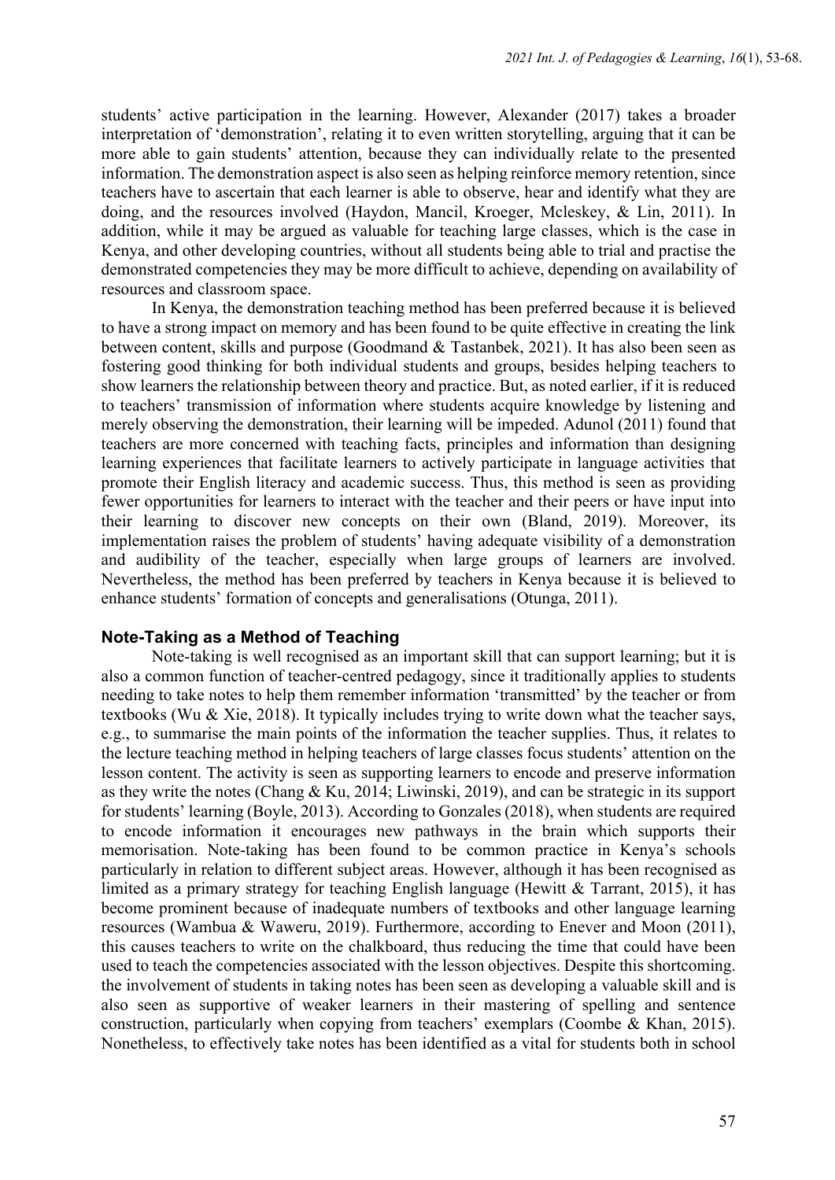students' active participation in the learning. However, Alexander (2017) takes a broader interpretation of 'demonstration', relating it to even written storytelling, arguing that it can be more able to gain students' attention, because they can individually relate to the presented information. The demonstration aspect is also seen as helping reinforce memory retention, since teachers have to ascertain that each learner is able to observe, hear and identify what they are doing, and the resources involved (Haydon, Mancil, Kroeger, Mcleskey, & Lin, 2011). In addition, while it may be argued as valuable for teaching large classes, which is the case in Kenya, and other developing countries, without all students being able to trial and practise the demonstrated competencies they may be more difficult to achieve, depending on availability of resources and classroom space.

In Kenya, the demonstration teaching method has been preferred because it is believed to have a strong impact on memory and has been found to be quite effective in creating the link between content, skills and purpose (Goodmand & Tastanbek, 2021). It has also been seen as fostering good thinking for both individual students and groups, besides helping teachers to show learners the relationship between theory and practice. But, as noted earlier, if it is reduced to teachers' transmission of information where students acquire knowledge by listening and merely observing the demonstration, their learning will be impeded. Adunol (2011) found that teachers are more concerned with teaching facts, principles and information than designing learning experiences that facilitate learners to actively participate in language activities that promote their English literacy and academic success. Thus, this method is seen as providing fewer opportunities for learners to interact with the teacher and their peers or have input into their learning to discover new concepts on their own (Bland, 2019). Moreover, its implementation raises the problem of students' having adequate visibility of a demonstration and audibility of the teacher, especially when large groups of learners are involved. Nevertheless, the method has been preferred by teachers in Kenya because it is believed to enhance students' formation of concepts and generalisations (Otunga, 2011).

### Note-Taking as a Method of Teaching

Note-taking is well recognised as an important skill that can support learning; but it is also a common function of teacher-centred pedagogy, since it traditionally applies to students needing to take notes to help them remember information 'transmitted' by the teacher or from textbooks (Wu & Xie, 2018). It typically includes trying to write down what the teacher says, e.g., to summarise the main points of the information the teacher supplies. Thus, it relates to the lecture teaching method in helping teachers of large classes focus students' attention on the lesson content. The activity is seen as supporting learners to encode and preserve information as they write the notes (Chang & Ku, 2014; Liwinski, 2019), and can be strategic in its support for students' learning (Boyle, 2013). According to Gonzales (2018), when students are required to encode information it encourages new pathways in the brain which supports their memorisation. Note-taking has been found to be common practice in Kenya's schools particularly in relation to different subject areas. However, although it has been recognised as limited as a primary strategy for teaching English language (Hewitt & Tarrant, 2015), it has become prominent because of inadequate numbers of textbooks and other language learning resources (Wambua & Waweru, 2019). Furthermore, according to Enever and Moon (2011), this causes teachers to write on the chalkboard, thus reducing the time that could have been used to teach the competencies associated with the lesson objectives. Despite this shortcoming. the involvement of students in taking notes has been seen as developing a valuable skill and is also seen as supportive of weaker learners in their mastering of spelling and sentence construction, particularly when copying from teachers' exemplars (Coombe & Khan, 2015). Nonetheless, to effectively take notes has been identified as a vital for students both in school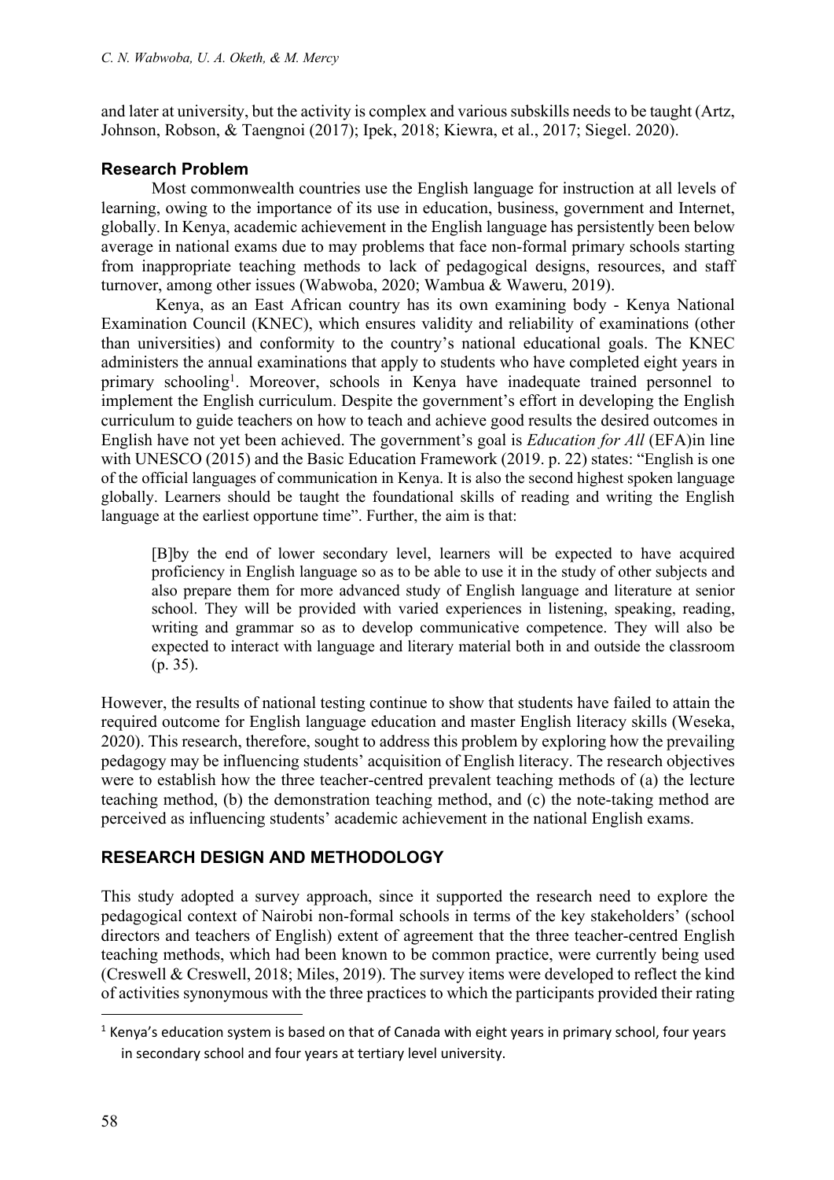and later at university, but the activity is complex and various subskills needs to be taught (Artz, Johnson, Robson, & Taengnoi (2017); Ipek, 2018; Kiewra, et al., 2017; Siegel. 2020).

### Research Problem

Most commonwealth countries use the English language for instruction at all levels of learning, owing to the importance of its use in education, business, government and Internet, globally. In Kenya, academic achievement in the English language has persistently been below average in national exams due to may problems that face non-formal primary schools starting from inappropriate teaching methods to lack of pedagogical designs, resources, and staff turnover, among other issues (Wabwoba, 2020; Wambua & Waweru, 2019).

Kenya, as an East African country has its own examining body - Kenya National Examination Council (KNEC), which ensures validity and reliability of examinations (other than universities) and conformity to the country's national educational goals. The KNEC administers the annual examinations that apply to students who have completed eight years in primary schooling[1]. Moreover, schools in Kenya have inadequate trained personnel to implement the English curriculum. Despite the government's effort in developing the English curriculum to guide teachers on how to teach and achieve good results the desired outcomes in English have not yet been achieved. The government's goal is *Education for All* (EFA)in line with UNESCO (2015) and the Basic Education Framework (2019. p. 22) states: "English is one of the official languages of communication in Kenya. It is also the second highest spoken language globally. Learners should be taught the foundational skills of reading and writing the English language at the earliest opportune time". Further, the aim is that:

> [B]by the end of lower secondary level, learners will be expected to have acquired proficiency in English language so as to be able to use it in the study of other subjects and also prepare them for more advanced study of English language and literature at senior school. They will be provided with varied experiences in listening, speaking, reading, writing and grammar so as to develop communicative competence. They will also be expected to interact with language and literary material both in and outside the classroom (p. 35).

However, the results of national testing continue to show that students have failed to attain the required outcome for English language education and master English literacy skills (Weseka, 2020). This research, therefore, sought to address this problem by exploring how the prevailing pedagogy may be influencing students' acquisition of English literacy. The research objectives were to establish how the three teacher-centred prevalent teaching methods of (a) the lecture teaching method, (b) the demonstration teaching method, and (c) the note-taking method are perceived as influencing students' academic achievement in the national English exams.

## RESEARCH DESIGN AND METHODOLOGY

This study adopted a survey approach, since it supported the research need to explore the pedagogical context of Nairobi non-formal schools in terms of the key stakeholders' (school directors and teachers of English) extent of agreement that the three teacher-centred English teaching methods, which had been known to be common practice, were currently being used (Creswell & Creswell, 2018; Miles, 2019). The survey items were developed to reflect the kind of activities synonymous with the three practices to which the participants provided their rating

[1] Kenya's education system is based on that of Canada with eight years in primary school, four years in secondary school and four years at tertiary level university.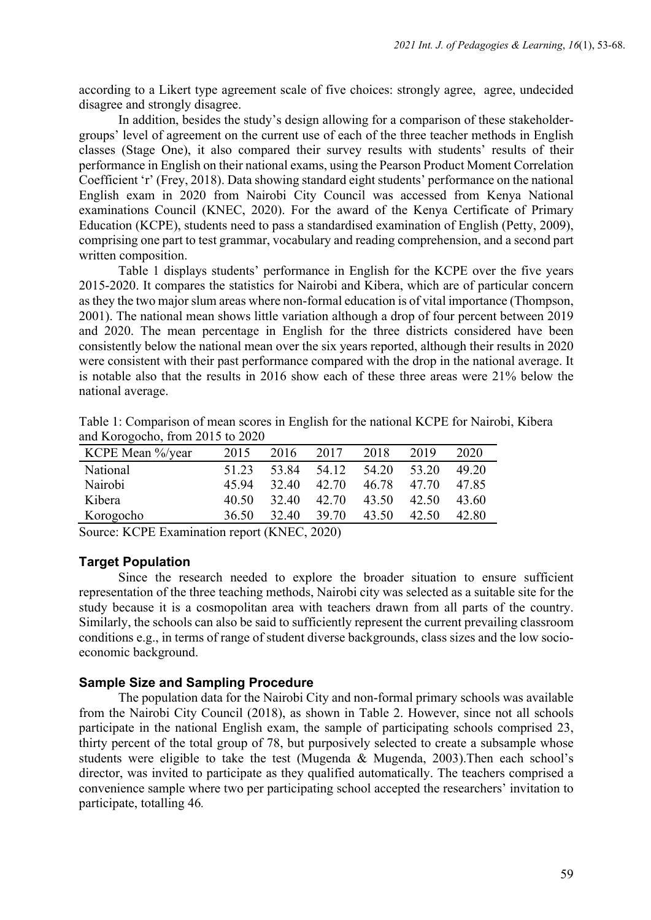according to a Likert type agreement scale of five choices: strongly agree, agree, undecided disagree and strongly disagree.

In addition, besides the study's design allowing for a comparison of these stakeholder-groups' level of agreement on the current use of each of the three teacher methods in English classes (Stage One), it also compared their survey results with students' results of their performance in English on their national exams, using the Pearson Product Moment Correlation Coefficient 'r' (Frey, 2018). Data showing standard eight students' performance on the national English exam in 2020 from Nairobi City Council was accessed from Kenya National examinations Council (KNEC, 2020). For the award of the Kenya Certificate of Primary Education (KCPE), students need to pass a standardised examination of English (Petty, 2009), comprising one part to test grammar, vocabulary and reading comprehension, and a second part written composition.

Table 1 displays students' performance in English for the KCPE over the five years 2015-2020. It compares the statistics for Nairobi and Kibera, which are of particular concern as they the two major slum areas where non-formal education is of vital importance (Thompson, 2001). The national mean shows little variation although a drop of four percent between 2019 and 2020. The mean percentage in English for the three districts considered have been consistently below the national mean over the six years reported, although their results in 2020 were consistent with their past performance compared with the drop in the national average. It is notable also that the results in 2016 show each of these three areas were 21% below the national average.

Table 1: Comparison of mean scores in English for the national KCPE for Nairobi, Kibera and Korogocho, from 2015 to 2020

| KCPE Mean %/year | 2015 | 2016 | 2017 | 2018 | 2019 | 2020 |
|---|---|---|---|---|---|---|
| National | 51.23 | 53.84 | 54.12 | 54.20 | 53.20 | 49.20 |
| Nairobi | 45.94 | 32.40 | 42.70 | 46.78 | 47.70 | 47.85 |
| Kibera | 40.50 | 32.40 | 42.70 | 43.50 | 42.50 | 43.60 |
| Korogocho | 36.50 | 32.40 | 39.70 | 43.50 | 42.50 | 42.80 |

Source: KCPE Examination report (KNEC, 2020)

### Target Population

Since the research needed to explore the broader situation to ensure sufficient representation of the three teaching methods, Nairobi city was selected as a suitable site for the study because it is a cosmopolitan area with teachers drawn from all parts of the country. Similarly, the schools can also be said to sufficiently represent the current prevailing classroom conditions e.g., in terms of range of student diverse backgrounds, class sizes and the low socio-economic background.

### Sample Size and Sampling Procedure

The population data for the Nairobi City and non-formal primary schools was available from the Nairobi City Council (2018), as shown in Table 2. However, since not all schools participate in the national English exam, the sample of participating schools comprised 23, thirty percent of the total group of 78, but purposively selected to create a subsample whose students were eligible to take the test (Mugenda & Mugenda, 2003).Then each school's director, was invited to participate as they qualified automatically. The teachers comprised a convenience sample where two per participating school accepted the researchers' invitation to participate, totalling 46.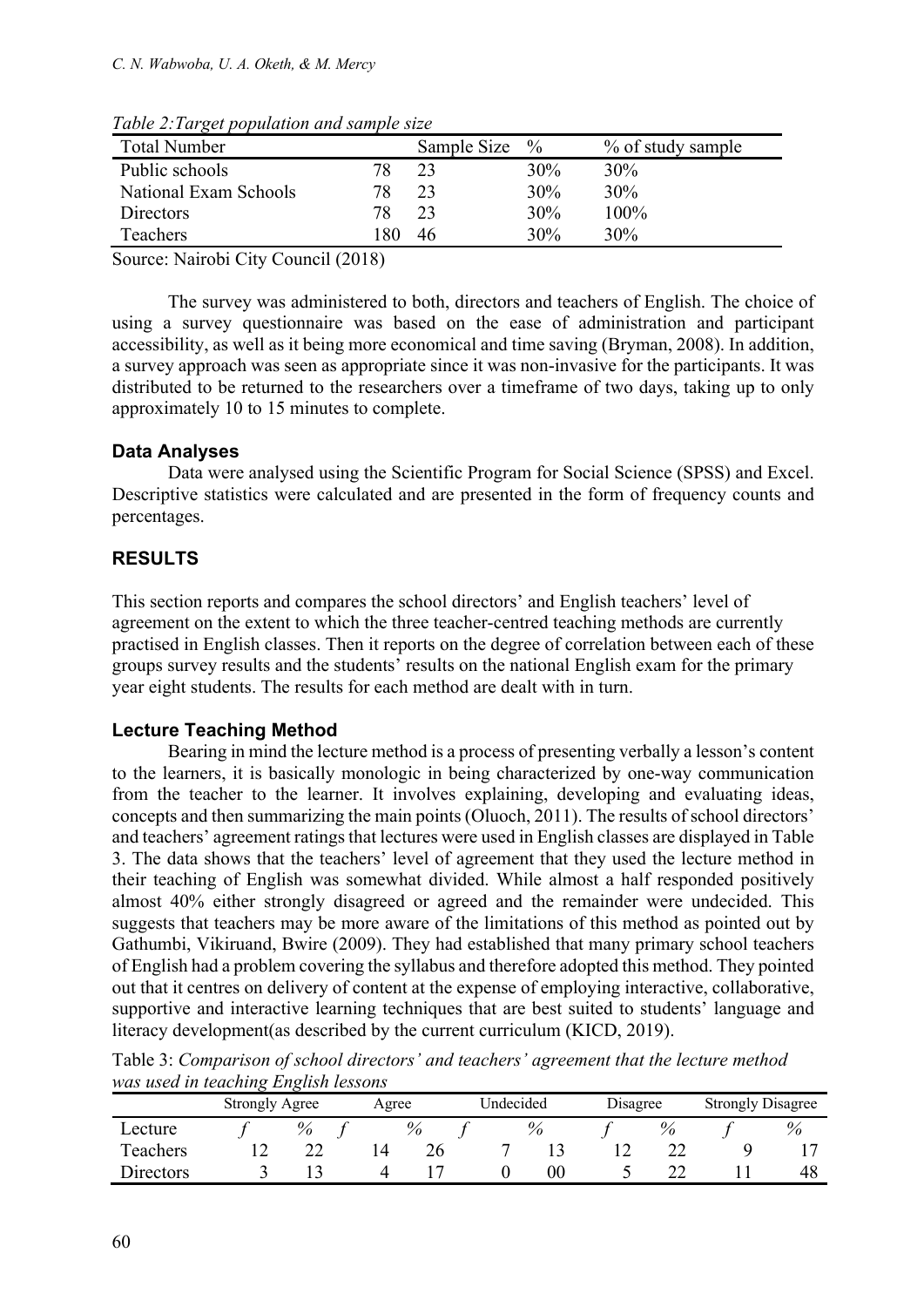*Table 2:Target population and sample size*

| Total Number | | Sample Size | % | % of study sample |
|---|---|---|---|---|
| Public schools | 78 | 23 | 30% | 30% |
| National Exam Schools | 78 | 23 | 30% | 30% |
| Directors | 78 | 23 | 30% | 100% |
| Teachers | 180 | 46 | 30% | 30% |

Source: Nairobi City Council (2018)

The survey was administered to both, directors and teachers of English. The choice of using a survey questionnaire was based on the ease of administration and participant accessibility, as well as it being more economical and time saving (Bryman, 2008). In addition, a survey approach was seen as appropriate since it was non-invasive for the participants. It was distributed to be returned to the researchers over a timeframe of two days, taking up to only approximately 10 to 15 minutes to complete.

### Data Analyses

Data were analysed using the Scientific Program for Social Science (SPSS) and Excel. Descriptive statistics were calculated and are presented in the form of frequency counts and percentages.

## RESULTS

This section reports and compares the school directors' and English teachers' level of agreement on the extent to which the three teacher-centred teaching methods are currently practised in English classes. Then it reports on the degree of correlation between each of these groups survey results and the students' results on the national English exam for the primary year eight students. The results for each method are dealt with in turn.

### Lecture Teaching Method

Bearing in mind the lecture method is a process of presenting verbally a lesson's content to the learners, it is basically monologic in being characterized by one-way communication from the teacher to the learner. It involves explaining, developing and evaluating ideas, concepts and then summarizing the main points (Oluoch, 2011). The results of school directors' and teachers' agreement ratings that lectures were used in English classes are displayed in Table 3. The data shows that the teachers' level of agreement that they used the lecture method in their teaching of English was somewhat divided. While almost a half responded positively almost 40% either strongly disagreed or agreed and the remainder were undecided. This suggests that teachers may be more aware of the limitations of this method as pointed out by Gathumbi, Vikiruand, Bwire (2009). They had established that many primary school teachers of English had a problem covering the syllabus and therefore adopted this method. They pointed out that it centres on delivery of content at the expense of employing interactive, collaborative, supportive and interactive learning techniques that are best suited to students' language and literacy development(as described by the current curriculum (KICD, 2019).

Table 3: *Comparison of school directors' and teachers' agreement that the lecture method was used in teaching English lessons*

| | Strongly Agree | | Agree | | Undecided | | Disagree | | Strongly Disagree | |
|---|---|---|---|---|---|---|---|---|---|---|
| Lecture | *f* | % | *f* | % | *f* | % | *f* | % | *f* | % |
| Teachers | 12 | 22 | 14 | 26 | 7 | 13 | 12 | 22 | 9 | 17 |
| Directors | 3 | 13 | 4 | 17 | 0 | 00 | 5 | 22 | 11 | 48 |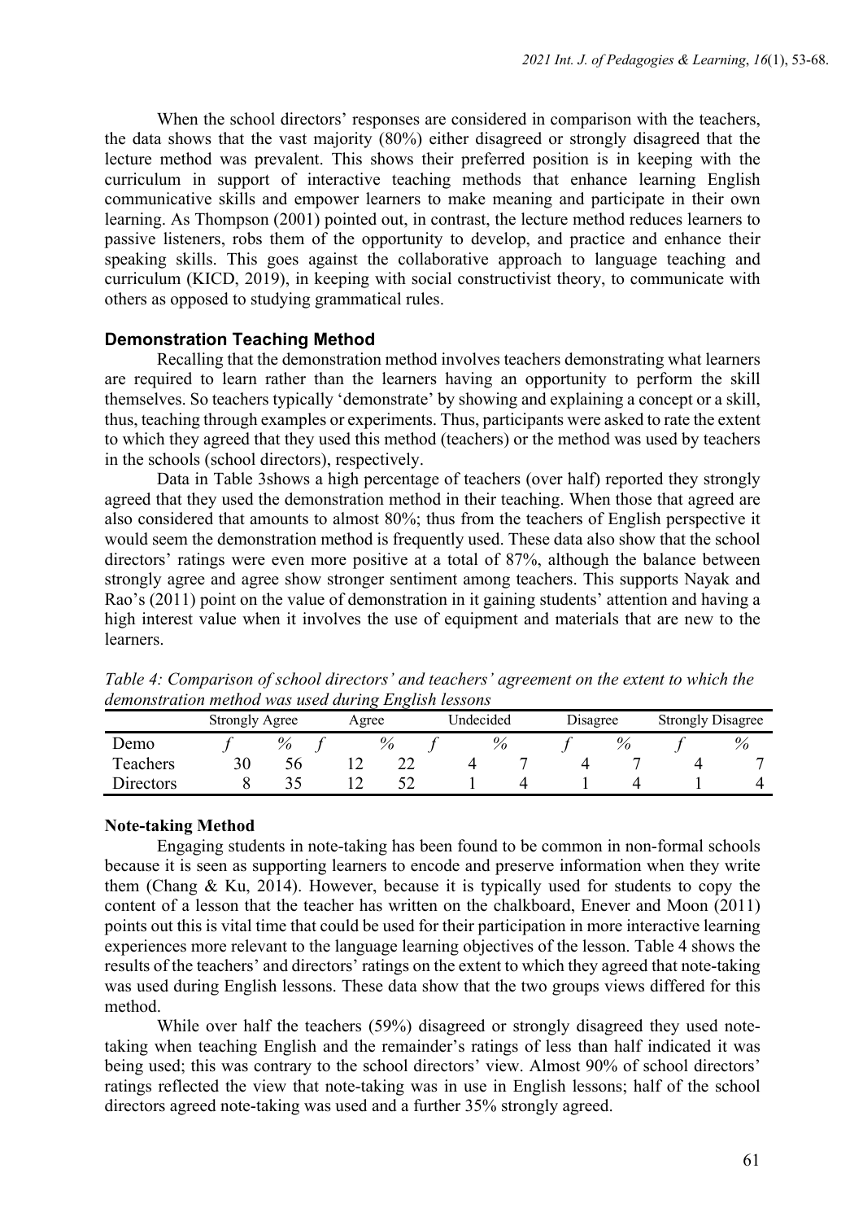When the school directors' responses are considered in comparison with the teachers, the data shows that the vast majority (80%) either disagreed or strongly disagreed that the lecture method was prevalent. This shows their preferred position is in keeping with the curriculum in support of interactive teaching methods that enhance learning English communicative skills and empower learners to make meaning and participate in their own learning. As Thompson (2001) pointed out, in contrast, the lecture method reduces learners to passive listeners, robs them of the opportunity to develop, and practice and enhance their speaking skills. This goes against the collaborative approach to language teaching and curriculum (KICD, 2019), in keeping with social constructivist theory, to communicate with others as opposed to studying grammatical rules.

### Demonstration Teaching Method

Recalling that the demonstration method involves teachers demonstrating what learners are required to learn rather than the learners having an opportunity to perform the skill themselves. So teachers typically 'demonstrate' by showing and explaining a concept or a skill, thus, teaching through examples or experiments. Thus, participants were asked to rate the extent to which they agreed that they used this method (teachers) or the method was used by teachers in the schools (school directors), respectively.

Data in Table 3shows a high percentage of teachers (over half) reported they strongly agreed that they used the demonstration method in their teaching. When those that agreed are also considered that amounts to almost 80%; thus from the teachers of English perspective it would seem the demonstration method is frequently used. These data also show that the school directors' ratings were even more positive at a total of 87%, although the balance between strongly agree and agree show stronger sentiment among teachers. This supports Nayak and Rao's (2011) point on the value of demonstration in it gaining students' attention and having a high interest value when it involves the use of equipment and materials that are new to the learners.

*Table 4: Comparison of school directors' and teachers' agreement on the extent to which the demonstration method was used during English lessons*

| | Strongly Agree | | Agree | | Undecided | | Disagree | | Strongly Disagree | |
|---|---|---|---|---|---|---|---|---|---|---|
| Demo | *f* | % | *f* | % | *f* | % | *f* | % | *f* | % |
| Teachers | 30 | 56 | 12 | 22 | 4 | 7 | 4 | 7 | 4 | 7 |
| Directors | 8 | 35 | 12 | 52 | 1 | 4 | 1 | 4 | 1 | 4 |

### Note-taking Method

Engaging students in note-taking has been found to be common in non-formal schools because it is seen as supporting learners to encode and preserve information when they write them (Chang & Ku, 2014). However, because it is typically used for students to copy the content of a lesson that the teacher has written on the chalkboard, Enever and Moon (2011) points out this is vital time that could be used for their participation in more interactive learning experiences more relevant to the language learning objectives of the lesson. Table 4 shows the results of the teachers' and directors' ratings on the extent to which they agreed that note-taking was used during English lessons. These data show that the two groups views differed for this method.

While over half the teachers (59%) disagreed or strongly disagreed they used note-taking when teaching English and the remainder's ratings of less than half indicated it was being used; this was contrary to the school directors' view. Almost 90% of school directors' ratings reflected the view that note-taking was in use in English lessons; half of the school directors agreed note-taking was used and a further 35% strongly agreed.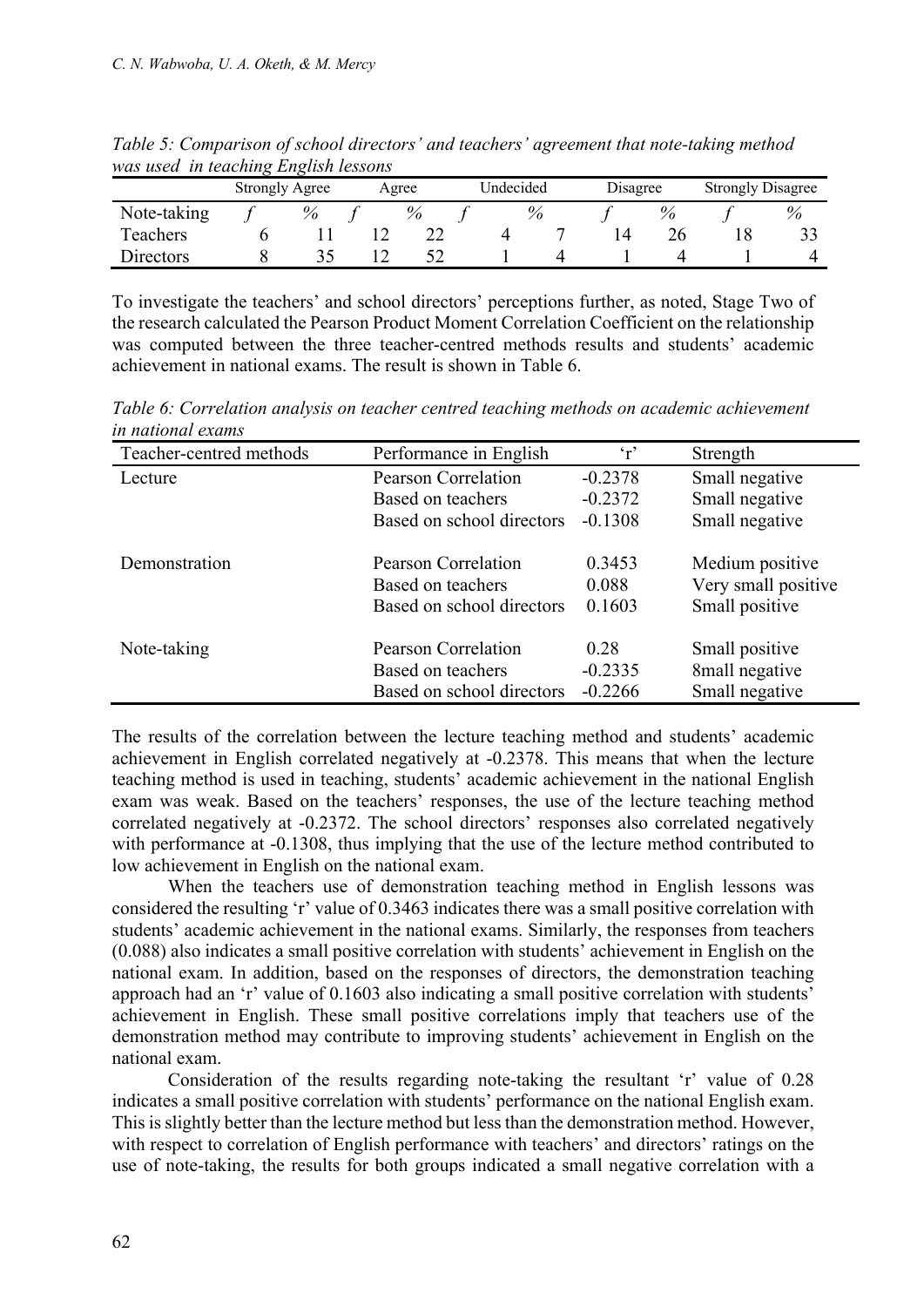*Table 5: Comparison of school directors' and teachers' agreement that note-taking method was used in teaching English lessons*

| | Strongly Agree | | Agree | | Undecided | | Disagree | | Strongly Disagree | |
|---|---|---|---|---|---|---|---|---|---|---|
| Note-taking | *f* | % | *f* | % | *f* | % | *f* | % | *f* | % |
| Teachers | 6 | 11 | 12 | 22 | 4 | 7 | 14 | 26 | 18 | 33 |
| Directors | 8 | 35 | 12 | 52 | 1 | 4 | 1 | 4 | 1 | 4 |

To investigate the teachers' and school directors' perceptions further, as noted, Stage Two of the research calculated the Pearson Product Moment Correlation Coefficient on the relationship was computed between the three teacher-centred methods results and students' academic achievement in national exams. The result is shown in Table 6.

*Table 6: Correlation analysis on teacher centred teaching methods on academic achievement in national exams*

| Teacher-centred methods | Performance in English | 'r' | Strength |
|---|---|---|---|
| Lecture | Pearson Correlation | -0.2378 | Small negative |
| | Based on teachers | -0.2372 | Small negative |
| | Based on school directors | -0.1308 | Small negative |
| Demonstration | Pearson Correlation | 0.3453 | Medium positive |
| | Based on teachers | 0.088 | Very small positive |
| | Based on school directors | 0.1603 | Small positive |
| Note-taking | Pearson Correlation | 0.28 | Small positive |
| | Based on teachers | -0.2335 | 8mall negative |
| | Based on school directors | -0.2266 | Small negative |

The results of the correlation between the lecture teaching method and students' academic achievement in English correlated negatively at -0.2378. This means that when the lecture teaching method is used in teaching, students' academic achievement in the national English exam was weak. Based on the teachers' responses, the use of the lecture teaching method correlated negatively at -0.2372. The school directors' responses also correlated negatively with performance at -0.1308, thus implying that the use of the lecture method contributed to low achievement in English on the national exam.

When the teachers use of demonstration teaching method in English lessons was considered the resulting 'r' value of 0.3463 indicates there was a small positive correlation with students' academic achievement in the national exams. Similarly, the responses from teachers (0.088) also indicates a small positive correlation with students' achievement in English on the national exam. In addition, based on the responses of directors, the demonstration teaching approach had an 'r' value of 0.1603 also indicating a small positive correlation with students' achievement in English. These small positive correlations imply that teachers use of the demonstration method may contribute to improving students' achievement in English on the national exam.

Consideration of the results regarding note-taking the resultant 'r' value of 0.28 indicates a small positive correlation with students' performance on the national English exam. This is slightly better than the lecture method but less than the demonstration method. However, with respect to correlation of English performance with teachers' and directors' ratings on the use of note-taking, the results for both groups indicated a small negative correlation with a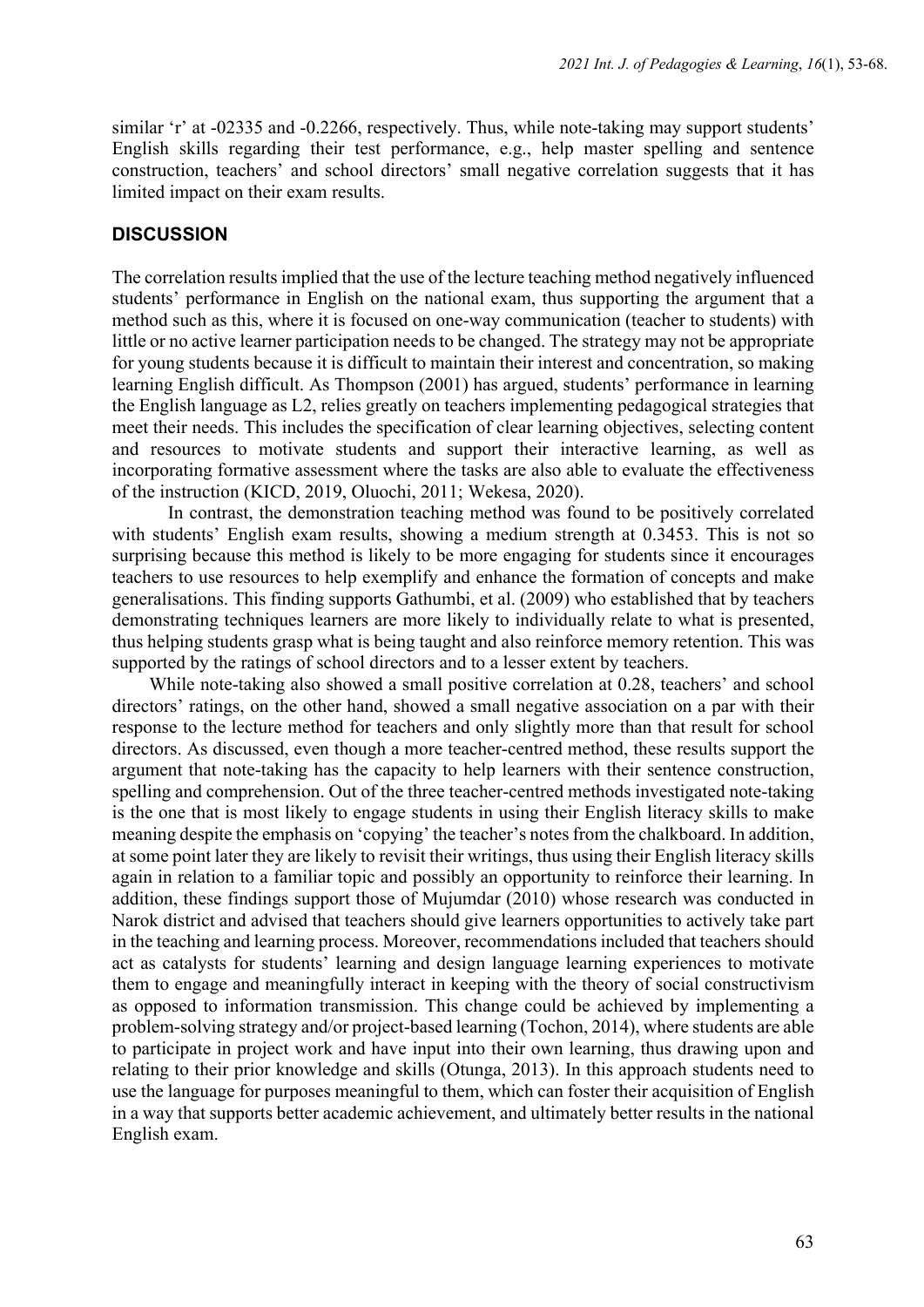similar 'r' at -02335 and -0.2266, respectively. Thus, while note-taking may support students' English skills regarding their test performance, e.g., help master spelling and sentence construction, teachers' and school directors' small negative correlation suggests that it has limited impact on their exam results.

## DISCUSSION

The correlation results implied that the use of the lecture teaching method negatively influenced students' performance in English on the national exam, thus supporting the argument that a method such as this, where it is focused on one-way communication (teacher to students) with little or no active learner participation needs to be changed. The strategy may not be appropriate for young students because it is difficult to maintain their interest and concentration, so making learning English difficult. As Thompson (2001) has argued, students' performance in learning the English language as L2, relies greatly on teachers implementing pedagogical strategies that meet their needs. This includes the specification of clear learning objectives, selecting content and resources to motivate students and support their interactive learning, as well as incorporating formative assessment where the tasks are also able to evaluate the effectiveness of the instruction (KICD, 2019, Oluochi, 2011; Wekesa, 2020).

In contrast, the demonstration teaching method was found to be positively correlated with students' English exam results, showing a medium strength at 0.3453. This is not so surprising because this method is likely to be more engaging for students since it encourages teachers to use resources to help exemplify and enhance the formation of concepts and make generalisations. This finding supports Gathumbi, et al. (2009) who established that by teachers demonstrating techniques learners are more likely to individually relate to what is presented, thus helping students grasp what is being taught and also reinforce memory retention. This was supported by the ratings of school directors and to a lesser extent by teachers.

While note-taking also showed a small positive correlation at 0.28, teachers' and school directors' ratings, on the other hand, showed a small negative association on a par with their response to the lecture method for teachers and only slightly more than that result for school directors. As discussed, even though a more teacher-centred method, these results support the argument that note-taking has the capacity to help learners with their sentence construction, spelling and comprehension. Out of the three teacher-centred methods investigated note-taking is the one that is most likely to engage students in using their English literacy skills to make meaning despite the emphasis on 'copying' the teacher's notes from the chalkboard. In addition, at some point later they are likely to revisit their writings, thus using their English literacy skills again in relation to a familiar topic and possibly an opportunity to reinforce their learning. In addition, these findings support those of Mujumdar (2010) whose research was conducted in Narok district and advised that teachers should give learners opportunities to actively take part in the teaching and learning process. Moreover, recommendations included that teachers should act as catalysts for students' learning and design language learning experiences to motivate them to engage and meaningfully interact in keeping with the theory of social constructivism as opposed to information transmission. This change could be achieved by implementing a problem-solving strategy and/or project-based learning (Tochon, 2014), where students are able to participate in project work and have input into their own learning, thus drawing upon and relating to their prior knowledge and skills (Otunga, 2013). In this approach students need to use the language for purposes meaningful to them, which can foster their acquisition of English in a way that supports better academic achievement, and ultimately better results in the national English exam.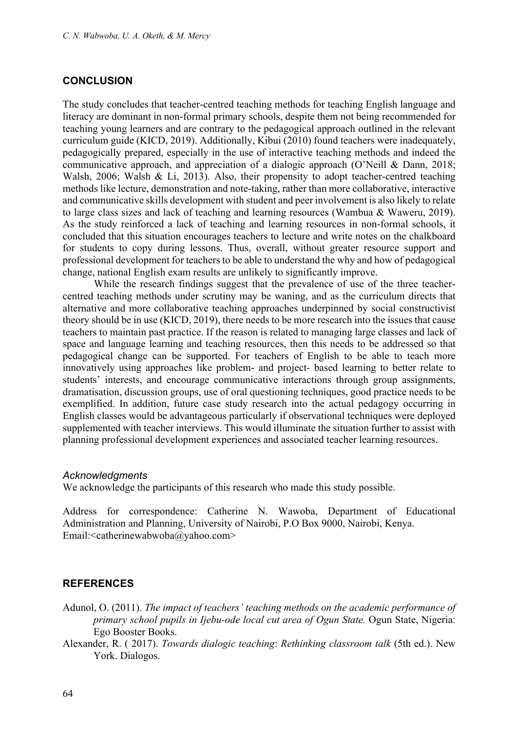## CONCLUSION

The study concludes that teacher-centred teaching methods for teaching English language and literacy are dominant in non-formal primary schools, despite them not being recommended for teaching young learners and are contrary to the pedagogical approach outlined in the relevant curriculum guide (KICD, 2019). Additionally, Kibui (2010) found teachers were inadequately, pedagogically prepared, especially in the use of interactive teaching methods and indeed the communicative approach, and appreciation of a dialogic approach (O'Neill & Dann, 2018; Walsh, 2006; Walsh & Li, 2013). Also, their propensity to adopt teacher-centred teaching methods like lecture, demonstration and note-taking, rather than more collaborative, interactive and communicative skills development with student and peer involvement is also likely to relate to large class sizes and lack of teaching and learning resources (Wambua & Waweru, 2019). As the study reinforced a lack of teaching and learning resources in non-formal schools, it concluded that this situation encourages teachers to lecture and write notes on the chalkboard for students to copy during lessons. Thus, overall, without greater resource support and professional development for teachers to be able to understand the why and how of pedagogical change, national English exam results are unlikely to significantly improve.

While the research findings suggest that the prevalence of use of the three teacher-centred teaching methods under scrutiny may be waning, and as the curriculum directs that alternative and more collaborative teaching approaches underpinned by social constructivist theory should be in use (KICD, 2019), there needs to be more research into the issues that cause teachers to maintain past practice. If the reason is related to managing large classes and lack of space and language learning and teaching resources, then this needs to be addressed so that pedagogical change can be supported. For teachers of English to be able to teach more innovatively using approaches like problem- and project- based learning to better relate to students' interests, and encourage communicative interactions through group assignments, dramatisation, discussion groups, use of oral questioning techniques, good practice needs to be exemplified. In addition, future case study research into the actual pedagogy occurring in English classes would be advantageous particularly if observational techniques were deployed supplemented with teacher interviews. This would illuminate the situation further to assist with planning professional development experiences and associated teacher learning resources.

### *Acknowledgments*

We acknowledge the participants of this research who made this study possible.

Address for correspondence: Catherine N. Wawoba, Department of Educational Administration and Planning, University of Nairobi, P.O Box 9000, Nairobi, Kenya. Email:<catherinewabwoba@yahoo.com>

## REFERENCES

Adunol, O. (2011). *The impact of teachers' teaching methods on the academic performance of primary school pupils in Ijebu-ode local cut area of Ogun State.* Ogun State, Nigeria: Ego Booster Books.

Alexander, R. ( 2017). *Towards dialogic teaching*: *Rethinking classroom talk* (5th ed.). New York. Dialogos.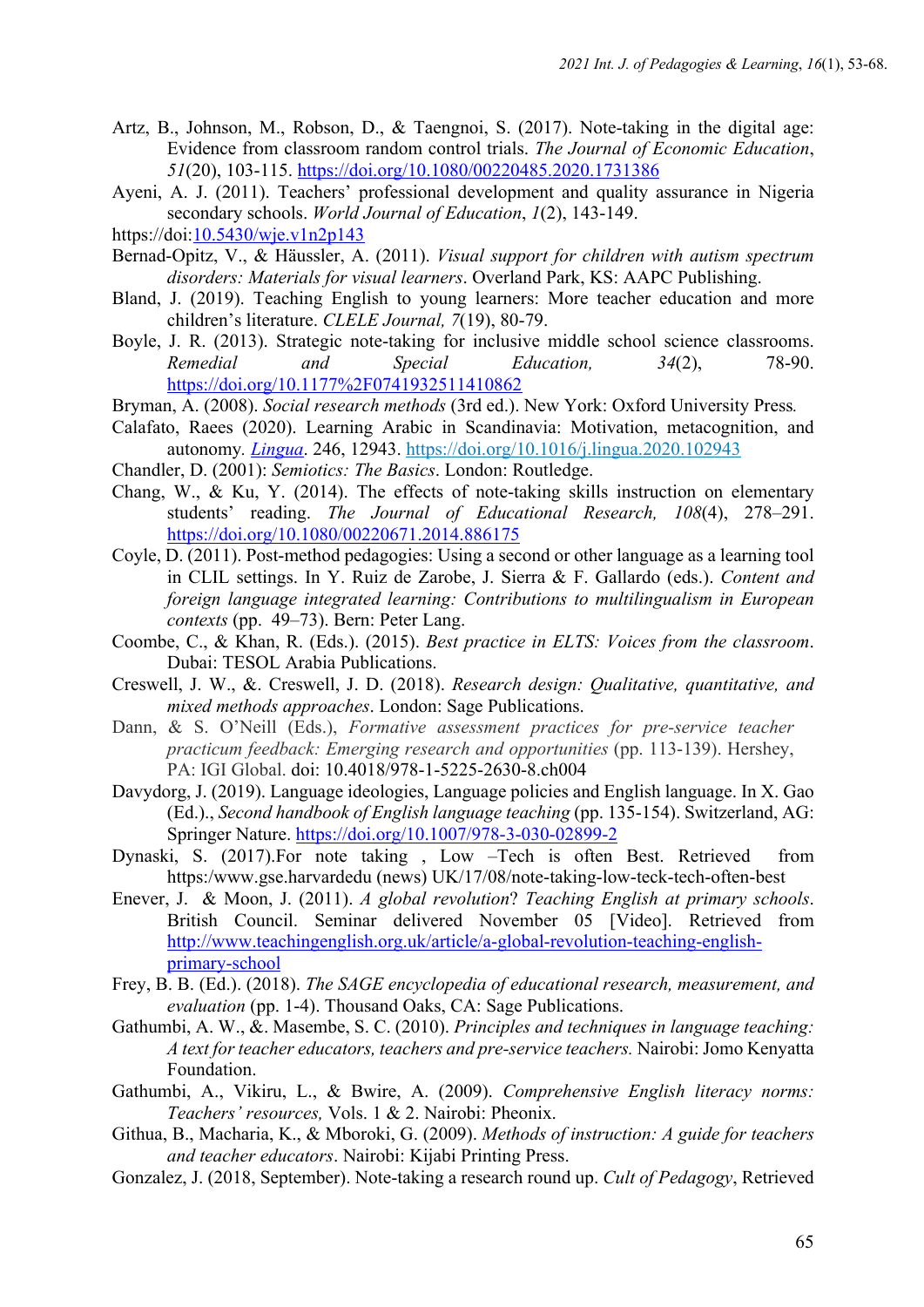Artz, B., Johnson, M., Robson, D., & Taengnoi, S. (2017). Note-taking in the digital age: Evidence from classroom random control trials. *The Journal of Economic Education*, *51*(20), 103-115. https://doi.org/10.1080/00220485.2020.1731386

Ayeni, A. J. (2011). Teachers' professional development and quality assurance in Nigeria secondary schools. *World Journal of Education*, *1*(2), 143-149.

https://doi:10.5430/wje.v1n2p143

Bernad-Opitz, V., & Häussler, A. (2011). *Visual support for children with autism spectrum disorders: Materials for visual learners*. Overland Park, KS: AAPC Publishing.

Bland, J. (2019). Teaching English to young learners: More teacher education and more children's literature. *CLELE Journal, 7*(19), 80-79.

Boyle, J. R. (2013). Strategic note-taking for inclusive middle school science classrooms. *Remedial and Special Education,* *34*(2), 78-90. https://doi.org/10.1177%2F0741932511410862

Bryman, A. (2008). *Social research methods* (3rd ed.). New York: Oxford University Press*.*

Calafato, Raees (2020). Learning Arabic in Scandinavia: Motivation, metacognition, and autonomy. *Lingua*. 246, 12943. https://doi.org/10.1016/j.lingua.2020.102943

Chandler, D. (2001): *Semiotics: The Basics*. London: Routledge.

Chang, W., & Ku, Y. (2014). The effects of note-taking skills instruction on elementary students' reading. *The Journal of Educational Research, 108*(4), 278–291. https://doi.org/10.1080/00220671.2014.886175

Coyle, D. (2011). Post-method pedagogies: Using a second or other language as a learning tool in CLIL settings. In Y. Ruiz de Zarobe, J. Sierra & F. Gallardo (eds.). *Content and foreign language integrated learning: Contributions to multilingualism in European contexts* (pp. 49–73). Bern: Peter Lang.

Coombe, C., & Khan, R. (Eds.). (2015). *Best practice in ELTS: Voices from the classroom*. Dubai: TESOL Arabia Publications.

Creswell, J. W., &. Creswell, J. D. (2018). *Research design: Qualitative, quantitative, and mixed methods approaches*. London: Sage Publications.

Dann, & S. O'Neill (Eds.), *Formative assessment practices for pre-service teacher practicum feedback: Emerging research and opportunities* (pp. 113-139). Hershey, PA: IGI Global. doi: 10.4018/978-1-5225-2630-8.ch004

Davydorg, J. (2019). Language ideologies, Language policies and English language. In X. Gao (Ed.)., *Second handbook of English language teaching* (pp. 135-154). Switzerland, AG: Springer Nature. https://doi.org/10.1007/978-3-030-02899-2

Dynaski, S. (2017).For note taking , Low –Tech is often Best. Retrieved from https:/www.gse.harvardedu (news) UK/17/08/note-taking-low-teck-tech-often-best

Enever, J. & Moon, J. (2011). *A global revolution*? *Teaching English at primary schools*. British Council. Seminar delivered November 05 [Video]. Retrieved from http://www.teachingenglish.org.uk/article/a-global-revolution-teaching-english-primary-school

Frey, B. B. (Ed.). (2018). *The SAGE encyclopedia of educational research, measurement, and evaluation* (pp. 1-4). Thousand Oaks, CA: Sage Publications.

Gathumbi, A. W., &. Masembe, S. C. (2010). *Principles and techniques in language teaching: A text for teacher educators, teachers and pre-service teachers.* Nairobi: Jomo Kenyatta Foundation.

Gathumbi, A., Vikiru, L., & Bwire, A. (2009). *Comprehensive English literacy norms: Teachers' resources,* Vols. 1 & 2. Nairobi: Pheonix.

Githua, B., Macharia, K., & Mboroki, G. (2009). *Methods of instruction: A guide for teachers and teacher educators*. Nairobi: Kijabi Printing Press.

Gonzalez, J. (2018, September). Note-taking a research round up. *Cult of Pedagogy*, Retrieved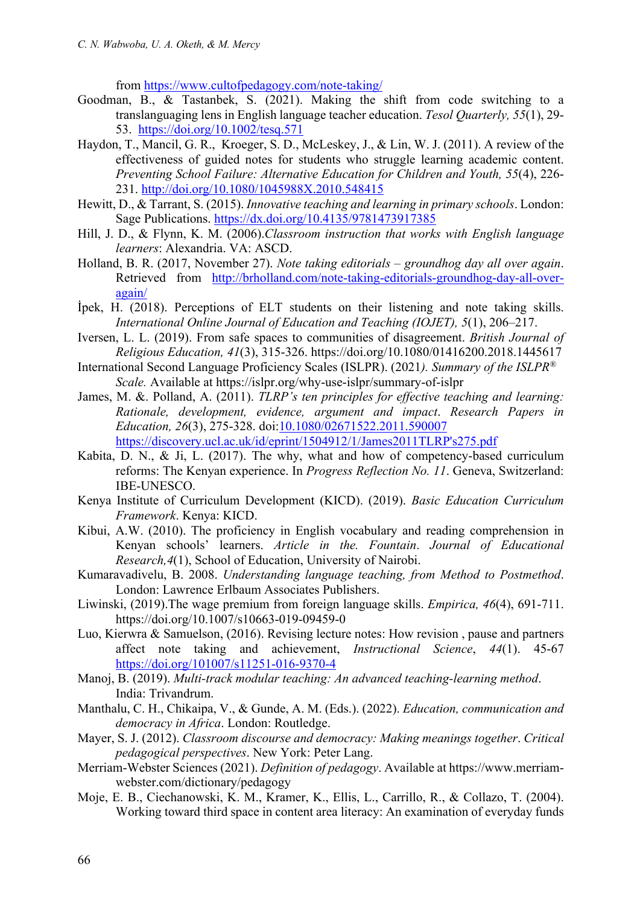from https://www.cultofpedagogy.com/note-taking/

Goodman, B., & Tastanbek, S. (2021). Making the shift from code switching to a translanguaging lens in English language teacher education. *Tesol Quarterly, 55*(1), 29-53. https://doi.org/10.1002/tesq.571

Haydon, T., Mancil, G. R., Kroeger, S. D., McLeskey, J., & Lin, W. J. (2011). A review of the effectiveness of guided notes for students who struggle learning academic content. *Preventing School Failure: Alternative Education for Children and Youth, 55*(4), 226-231. http://doi.org/10.1080/1045988X.2010.548415

Hewitt, D., & Tarrant, S. (2015). *Innovative teaching and learning in primary schools*. London: Sage Publications. https://dx.doi.org/10.4135/9781473917385

Hill, J. D., & Flynn, K. M. (2006).*Classroom instruction that works with English language learners*: Alexandria. VA: ASCD.

Holland, B. R. (2017, November 27). *Note taking editorials – groundhog day all over again*. Retrieved from http://brholland.com/note-taking-editorials-groundhog-day-all-over-again/

İpek, H. (2018). Perceptions of ELT students on their listening and note taking skills. *International Online Journal of Education and Teaching (IOJET), 5*(1), 206–217.

Iversen, L. L. (2019). From safe spaces to communities of disagreement. *British Journal of Religious Education, 41*(3), 315-326. https://doi.org/10.1080/01416200.2018.1445617

International Second Language Proficiency Scales (ISLPR). (2021*). Summary of the ISLPR® Scale.* Available at https://islpr.org/why-use-islpr/summary-of-islpr

James, M. &. Polland, A. (2011). *TLRP's ten principles for effective teaching and learning: Rationale, development, evidence, argument and impact*. *Research Papers in Education, 26*(3), 275-328. doi:10.1080/02671522.2011.590007 https://discovery.ucl.ac.uk/id/eprint/1504912/1/James2011TLRP's275.pdf

Kabita, D. N., & Ji, L. (2017). The why, what and how of competency-based curriculum reforms: The Kenyan experience. In *Progress Reflection No. 11*. Geneva, Switzerland: IBE-UNESCO.

Kenya Institute of Curriculum Development (KICD). (2019). *Basic Education Curriculum Framework*. Kenya: KICD.

Kibui, A.W. (2010). The proficiency in English vocabulary and reading comprehension in Kenyan schools' learners. *Article in the. Fountain*. *Journal of Educational Research,4*(1), School of Education, University of Nairobi.

Kumaravadivelu, B. 2008. *Understanding language teaching, from Method to Postmethod*. London: Lawrence Erlbaum Associates Publishers.

Liwinski, (2019).The wage premium from foreign language skills. *Empirica, 46*(4), 691-711. https://doi.org/10.1007/s10663-019-09459-0

Luo, Kierwra & Samuelson, (2016). Revising lecture notes: How revision , pause and partners affect note taking and achievement, *Instructional Science*, *44*(1). 45-67 https://doi.org/101007/s11251-016-9370-4

Manoj, B. (2019). *Multi-track modular teaching: An advanced teaching-learning method*. India: Trivandrum.

Manthalu, C. H., Chikaipa, V., & Gunde, A. M. (Eds.). (2022). *Education, communication and democracy in Africa*. London: Routledge.

Mayer, S. J. (2012). *Classroom discourse and democracy: Making meanings together*. *Critical pedagogical perspectives*. New York: Peter Lang.

Merriam-Webster Sciences (2021). *Definition of pedagogy*. Available at https://www.merriam-webster.com/dictionary/pedagogy

Moje, E. B., Ciechanowski, K. M., Kramer, K., Ellis, L., Carrillo, R., & Collazo, T. (2004). Working toward third space in content area literacy: An examination of everyday funds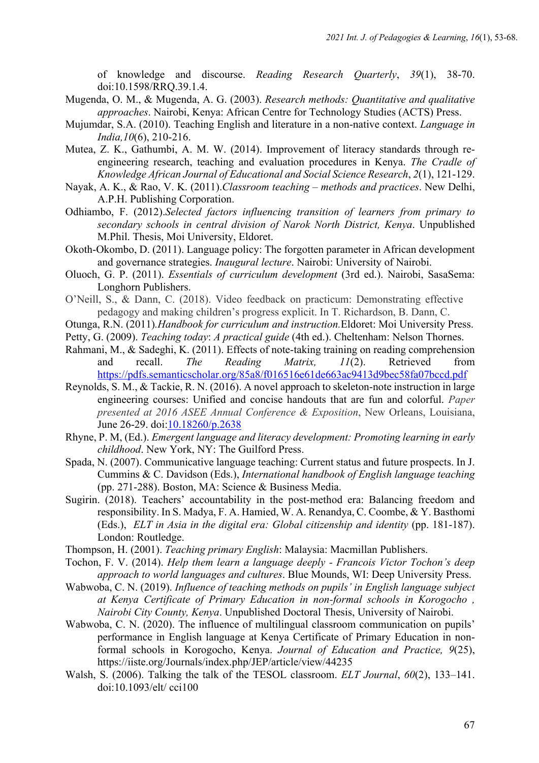of knowledge and discourse. *Reading Research Quarterly*, *39*(1), 38-70. doi:10.1598/RRQ.39.1.4.

Mugenda, O. M., & Mugenda, A. G. (2003). *Research methods: Quantitative and qualitative approaches*. Nairobi, Kenya: African Centre for Technology Studies (ACTS) Press.

Mujumdar, S.A. (2010). Teaching English and literature in a non-native context. *Language in India,10*(6), 210-216.

Mutea, Z. K., Gathumbi, A. M. W. (2014). Improvement of literacy standards through re-engineering research, teaching and evaluation procedures in Kenya. *The Cradle of Knowledge African Journal of Educational and Social Science Research*, *2*(1), 121-129.

Nayak, A. K., & Rao, V. K. (2011).*Classroom teaching – methods and practices*. New Delhi, A.P.H. Publishing Corporation.

Odhiambo, F. (2012).*Selected factors influencing transition of learners from primary to secondary schools in central division of Narok North District, Kenya*. Unpublished M.Phil. Thesis, Moi University, Eldoret.

Okoth-Okombo, D. (2011). Language policy: The forgotten parameter in African development and governance strategies. *Inaugural lecture*. Nairobi: University of Nairobi.

Oluoch, G. P. (2011). *Essentials of curriculum development* (3rd ed.). Nairobi, SasaSema: Longhorn Publishers.

O'Neill, S., & Dann, C. (2018). Video feedback on practicum: Demonstrating effective pedagogy and making children's progress explicit. In T. Richardson, B. Dann, C.

Otunga, R.N. (2011).*Handbook for curriculum and instruction.*Eldoret: Moi University Press.

Petty, G. (2009). *Teaching today*: *A practical guide* (4th ed.). Cheltenham: Nelson Thornes.

Rahmani, M., & Sadeghi, K. (2011). Effects of note-taking training on reading comprehension and recall. *The Reading Matrix, 11*(2). Retrieved from https://pdfs.semanticscholar.org/85a8/f016516e61de663ac9413d9bec58fa07bccd.pdf

Reynolds, S. M., & Tackie, R. N. (2016). A novel approach to skeleton-note instruction in large engineering courses: Unified and concise handouts that are fun and colorful. *Paper presented at 2016 ASEE Annual Conference & Exposition*, New Orleans, Louisiana, June 26-29. doi:10.18260/p.2638

Rhyne, P. M, (Ed.). *Emergent language and literacy development: Promoting learning in early childhood*. New York, NY: The Guilford Press.

Spada, N. (2007). Communicative language teaching: Current status and future prospects. In J. Cummins & C. Davidson (Eds.), *International handbook of English language teaching* (pp. 271-288). Boston, MA: Science & Business Media.

Sugirin. (2018). Teachers' accountability in the post-method era: Balancing freedom and responsibility. In S. Madya, F. A. Hamied, W. A. Renandya, C. Coombe, & Y. Basthomi (Eds.), *ELT in Asia in the digital era: Global citizenship and identity* (pp. 181-187). London: Routledge.

Thompson, H. (2001). *Teaching primary English*: Malaysia: Macmillan Publishers.

Tochon, F. V. (2014). *Help them learn a language deeply - Francois Victor Tochon's deep approach to world languages and cultures*. Blue Mounds, WI: Deep University Press.

Wabwoba, C. N. (2019). *Influence of teaching methods on pupils' in English language subject at Kenya Certificate of Primary Education in non-formal schools in Korogocho , Nairobi City County, Kenya*. Unpublished Doctoral Thesis, University of Nairobi.

Wabwoba, C. N. (2020). The influence of multilingual classroom communication on pupils' performance in English language at Kenya Certificate of Primary Education in non-formal schools in Korogocho, Kenya. *Journal of Education and Practice, 9*(25), https://iiste.org/Journals/index.php/JEP/article/view/44235

Walsh, S. (2006). Talking the talk of the TESOL classroom. *ELT Journal*, *60*(2), 133–141. doi:10.1093/elt/ cci100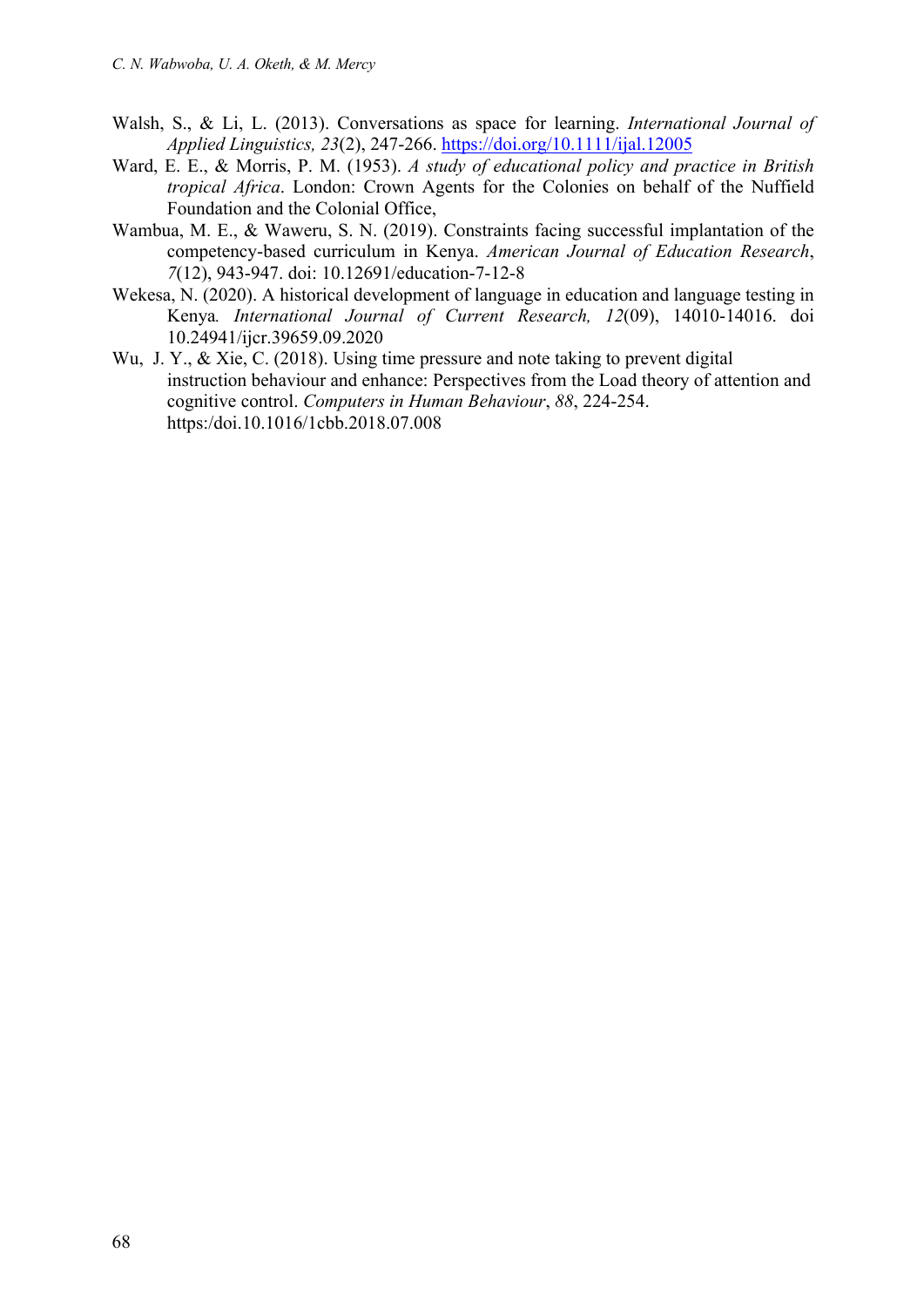Walsh, S., & Li, L. (2013). Conversations as space for learning. *International Journal of Applied Linguistics, 23*(2), 247-266. https://doi.org/10.1111/ijal.12005

Ward, E. E., & Morris, P. M. (1953). *A study of educational policy and practice in British tropical Africa*. London: Crown Agents for the Colonies on behalf of the Nuffield Foundation and the Colonial Office,

Wambua, M. E., & Waweru, S. N. (2019). Constraints facing successful implantation of the competency-based curriculum in Kenya. *American Journal of Education Research*, *7*(12), 943-947. doi: 10.12691/education-7-12-8

Wekesa, N. (2020). A historical development of language in education and language testing in Kenya*. International Journal of Current Research, 12*(09), 14010-14016. doi 10.24941/ijcr.39659.09.2020

Wu, J. Y., & Xie, C. (2018). Using time pressure and note taking to prevent digital instruction behaviour and enhance: Perspectives from the Load theory of attention and cognitive control. *Computers in Human Behaviour*, *88*, 224-254. https:/doi.10.1016/1cbb.2018.07.008